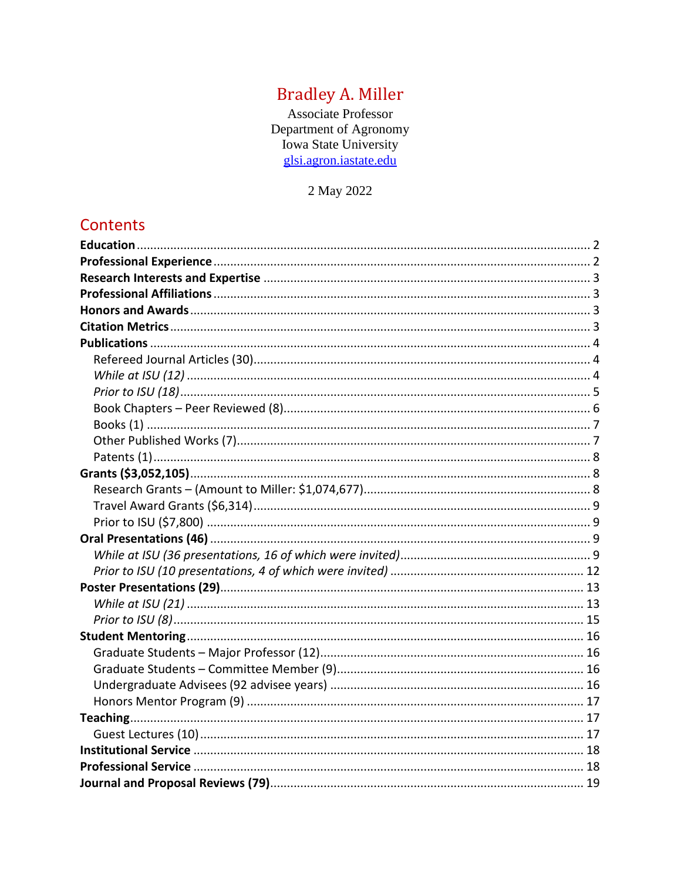# Bradley A. Miller

Associate Professor
Department of Agronomy
Iowa State University
glsi.agron.iastate.edu

2 May 2022

## Contents

**Education** .......... 2
**Professional Experience** .......... 2
**Research Interests and Expertise** .......... 3
**Professional Affiliations** .......... 3
**Honors and Awards** .......... 3
**Citation Metrics** .......... 3
**Publications** .......... 4
- Refereed Journal Articles (30) .......... 4
  - *While at ISU (12)* .......... 4
  - *Prior to ISU (18)* .......... 5
- Book Chapters – Peer Reviewed (8) .......... 6
- Books (1) .......... 7
- Other Published Works (7) .......... 7
- Patents (1) .......... 8

**Grants ($3,052,105)** .......... 8
- Research Grants – (Amount to Miller: $1,074,677) .......... 8
- Travel Award Grants ($6,314) .......... 9
- Prior to ISU ($7,800) .......... 9

**Oral Presentations (46)** .......... 9
- *While at ISU (36 presentations, 16 of which were invited)* .......... 9
- *Prior to ISU (10 presentations, 4 of which were invited)* .......... 12

**Poster Presentations (29)** .......... 13
- *While at ISU (21)* .......... 13
- *Prior to ISU (8)* .......... 15

**Student Mentoring** .......... 16
- Graduate Students – Major Professor (12) .......... 16
- Graduate Students – Committee Member (9) .......... 16
- Undergraduate Advisees (92 advisee years) .......... 16
- Honors Mentor Program (9) .......... 17

**Teaching** .......... 17
- Guest Lectures (10) .......... 17

**Institutional Service** .......... 18
**Professional Service** .......... 18
**Journal and Proposal Reviews (79)** .......... 19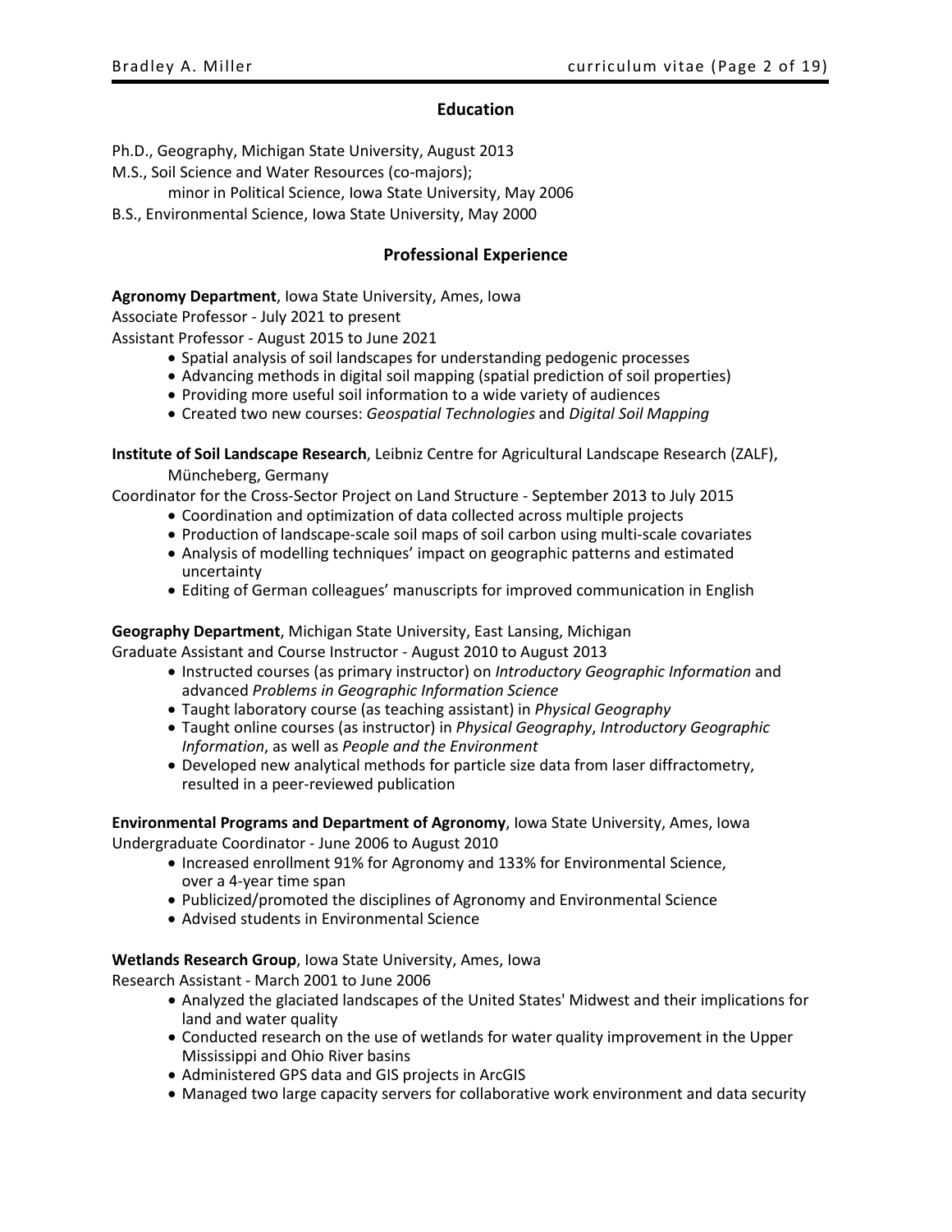## Education

Ph.D., Geography, Michigan State University, August 2013
M.S., Soil Science and Water Resources (co-majors);
minor in Political Science, Iowa State University, May 2006
B.S., Environmental Science, Iowa State University, May 2000

## Professional Experience

**Agronomy Department**, Iowa State University, Ames, Iowa
Associate Professor - July 2021 to present
Assistant Professor - August 2015 to June 2021

- Spatial analysis of soil landscapes for understanding pedogenic processes
- Advancing methods in digital soil mapping (spatial prediction of soil properties)
- Providing more useful soil information to a wide variety of audiences
- Created two new courses: *Geospatial Technologies* and *Digital Soil Mapping*

**Institute of Soil Landscape Research**, Leibniz Centre for Agricultural Landscape Research (ZALF), Müncheberg, Germany
Coordinator for the Cross-Sector Project on Land Structure - September 2013 to July 2015

- Coordination and optimization of data collected across multiple projects
- Production of landscape-scale soil maps of soil carbon using multi-scale covariates
- Analysis of modelling techniques' impact on geographic patterns and estimated uncertainty
- Editing of German colleagues' manuscripts for improved communication in English

**Geography Department**, Michigan State University, East Lansing, Michigan
Graduate Assistant and Course Instructor - August 2010 to August 2013

- Instructed courses (as primary instructor) on *Introductory Geographic Information* and advanced *Problems in Geographic Information Science*
- Taught laboratory course (as teaching assistant) in *Physical Geography*
- Taught online courses (as instructor) in *Physical Geography*, *Introductory Geographic Information*, as well as *People and the Environment*
- Developed new analytical methods for particle size data from laser diffractometry, resulted in a peer-reviewed publication

**Environmental Programs and Department of Agronomy**, Iowa State University, Ames, Iowa
Undergraduate Coordinator - June 2006 to August 2010

- Increased enrollment 91% for Agronomy and 133% for Environmental Science, over a 4-year time span
- Publicized/promoted the disciplines of Agronomy and Environmental Science
- Advised students in Environmental Science

**Wetlands Research Group**, Iowa State University, Ames, Iowa
Research Assistant - March 2001 to June 2006

- Analyzed the glaciated landscapes of the United States' Midwest and their implications for land and water quality
- Conducted research on the use of wetlands for water quality improvement in the Upper Mississippi and Ohio River basins
- Administered GPS data and GIS projects in ArcGIS
- Managed two large capacity servers for collaborative work environment and data security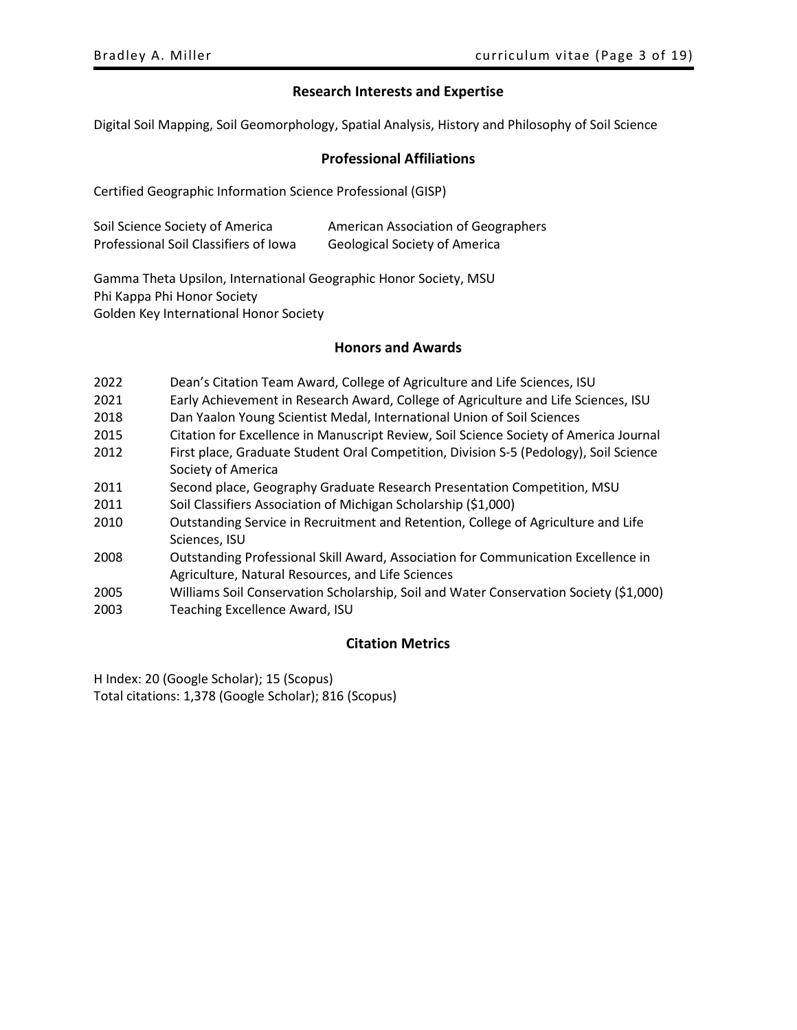## Research Interests and Expertise

Digital Soil Mapping, Soil Geomorphology, Spatial Analysis, History and Philosophy of Soil Science

## Professional Affiliations

Certified Geographic Information Science Professional (GISP)

| | |
|---|---|
| Soil Science Society of America | American Association of Geographers |
| Professional Soil Classifiers of Iowa | Geological Society of America |

Gamma Theta Upsilon, International Geographic Honor Society, MSU
Phi Kappa Phi Honor Society
Golden Key International Honor Society

## Honors and Awards

| | |
|---|---|
| 2022 | Dean's Citation Team Award, College of Agriculture and Life Sciences, ISU |
| 2021 | Early Achievement in Research Award, College of Agriculture and Life Sciences, ISU |
| 2018 | Dan Yaalon Young Scientist Medal, International Union of Soil Sciences |
| 2015 | Citation for Excellence in Manuscript Review, Soil Science Society of America Journal |
| 2012 | First place, Graduate Student Oral Competition, Division S-5 (Pedology), Soil Science Society of America |
| 2011 | Second place, Geography Graduate Research Presentation Competition, MSU |
| 2011 | Soil Classifiers Association of Michigan Scholarship ($1,000) |
| 2010 | Outstanding Service in Recruitment and Retention, College of Agriculture and Life Sciences, ISU |
| 2008 | Outstanding Professional Skill Award, Association for Communication Excellence in Agriculture, Natural Resources, and Life Sciences |
| 2005 | Williams Soil Conservation Scholarship, Soil and Water Conservation Society ($1,000) |
| 2003 | Teaching Excellence Award, ISU |

## Citation Metrics

H Index: 20 (Google Scholar); 15 (Scopus)
Total citations: 1,378 (Google Scholar); 816 (Scopus)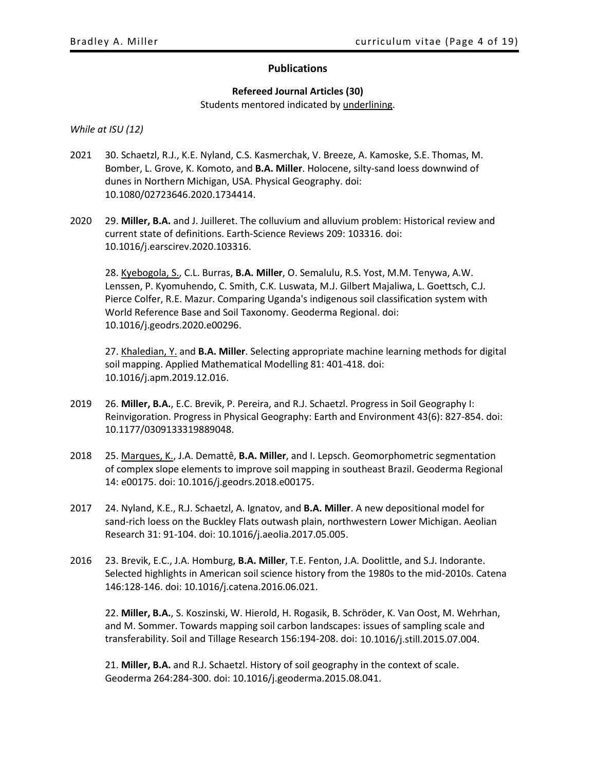## Publications

### Refereed Journal Articles (30)

Students mentored indicated by <u>underlining</u>.

*While at ISU (12)*

2021 30. Schaetzl, R.J., K.E. Nyland, C.S. Kasmerchak, V. Breeze, A. Kamoske, S.E. Thomas, M. Bomber, L. Grove, K. Komoto, and **B.A. Miller**. Holocene, silty-sand loess downwind of dunes in Northern Michigan, USA. Physical Geography. doi: 10.1080/02723646.2020.1734414.

2020 29. **Miller, B.A.** and J. Juilleret. The colluvium and alluvium problem: Historical review and current state of definitions. Earth-Science Reviews 209: 103316. doi: 10.1016/j.earscirev.2020.103316.

28. <u>Kyebogola, S.</u>, C.L. Burras, **B.A. Miller**, O. Semalulu, R.S. Yost, M.M. Tenywa, A.W. Lenssen, P. Kyomuhendo, C. Smith, C.K. Luswata, M.J. Gilbert Majaliwa, L. Goettsch, C.J. Pierce Colfer, R.E. Mazur. Comparing Uganda's indigenous soil classification system with World Reference Base and Soil Taxonomy. Geoderma Regional. doi: 10.1016/j.geodrs.2020.e00296.

27. <u>Khaledian, Y.</u> and **B.A. Miller**. Selecting appropriate machine learning methods for digital soil mapping. Applied Mathematical Modelling 81: 401-418. doi: 10.1016/j.apm.2019.12.016.

2019 26. **Miller, B.A.**, E.C. Brevik, P. Pereira, and R.J. Schaetzl. Progress in Soil Geography I: Reinvigoration. Progress in Physical Geography: Earth and Environment 43(6): 827-854. doi: 10.1177/0309133319889048.

2018 25. <u>Marques, K.</u>, J.A. Demattê, **B.A. Miller**, and I. Lepsch. Geomorphometric segmentation of complex slope elements to improve soil mapping in southeast Brazil. Geoderma Regional 14: e00175. doi: 10.1016/j.geodrs.2018.e00175.

2017 24. Nyland, K.E., R.J. Schaetzl, A. Ignatov, and **B.A. Miller**. A new depositional model for sand-rich loess on the Buckley Flats outwash plain, northwestern Lower Michigan. Aeolian Research 31: 91-104. doi: 10.1016/j.aeolia.2017.05.005.

2016 23. Brevik, E.C., J.A. Homburg, **B.A. Miller**, T.E. Fenton, J.A. Doolittle, and S.J. Indorante. Selected highlights in American soil science history from the 1980s to the mid-2010s. Catena 146:128-146. doi: 10.1016/j.catena.2016.06.021.

22. **Miller, B.A.**, S. Koszinski, W. Hierold, H. Rogasik, B. Schröder, K. Van Oost, M. Wehrhan, and M. Sommer. Towards mapping soil carbon landscapes: issues of sampling scale and transferability. Soil and Tillage Research 156:194-208. doi: 10.1016/j.still.2015.07.004.

21. **Miller, B.A.** and R.J. Schaetzl. History of soil geography in the context of scale. Geoderma 264:284-300. doi: 10.1016/j.geoderma.2015.08.041.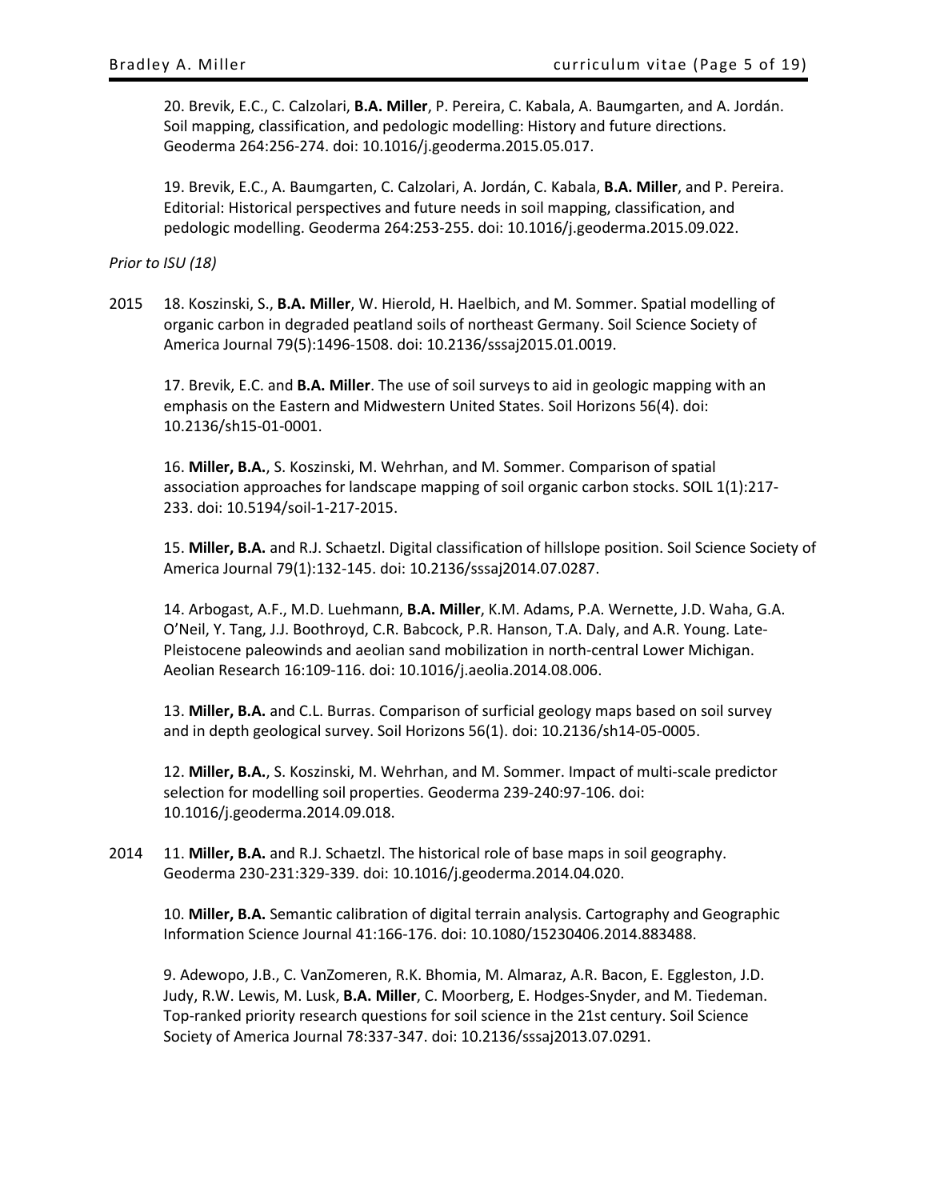20. Brevik, E.C., C. Calzolari, **B.A. Miller**, P. Pereira, C. Kabala, A. Baumgarten, and A. Jordán. Soil mapping, classification, and pedologic modelling: History and future directions. Geoderma 264:256-274. doi: 10.1016/j.geoderma.2015.05.017.

19. Brevik, E.C., A. Baumgarten, C. Calzolari, A. Jordán, C. Kabala, **B.A. Miller**, and P. Pereira. Editorial: Historical perspectives and future needs in soil mapping, classification, and pedologic modelling. Geoderma 264:253-255. doi: 10.1016/j.geoderma.2015.09.022.

*Prior to ISU (18)*

2015 18. Koszinski, S., **B.A. Miller**, W. Hierold, H. Haelbich, and M. Sommer. Spatial modelling of organic carbon in degraded peatland soils of northeast Germany. Soil Science Society of America Journal 79(5):1496-1508. doi: 10.2136/sssaj2015.01.0019.

17. Brevik, E.C. and **B.A. Miller**. The use of soil surveys to aid in geologic mapping with an emphasis on the Eastern and Midwestern United States. Soil Horizons 56(4). doi: 10.2136/sh15-01-0001.

16. **Miller, B.A.**, S. Koszinski, M. Wehrhan, and M. Sommer. Comparison of spatial association approaches for landscape mapping of soil organic carbon stocks. SOIL 1(1):217-233. doi: 10.5194/soil-1-217-2015.

15. **Miller, B.A.** and R.J. Schaetzl. Digital classification of hillslope position. Soil Science Society of America Journal 79(1):132-145. doi: 10.2136/sssaj2014.07.0287.

14. Arbogast, A.F., M.D. Luehmann, **B.A. Miller**, K.M. Adams, P.A. Wernette, J.D. Waha, G.A. O'Neil, Y. Tang, J.J. Boothroyd, C.R. Babcock, P.R. Hanson, T.A. Daly, and A.R. Young. Late-Pleistocene paleowinds and aeolian sand mobilization in north-central Lower Michigan. Aeolian Research 16:109-116. doi: 10.1016/j.aeolia.2014.08.006.

13. **Miller, B.A.** and C.L. Burras. Comparison of surficial geology maps based on soil survey and in depth geological survey. Soil Horizons 56(1). doi: 10.2136/sh14-05-0005.

12. **Miller, B.A.**, S. Koszinski, M. Wehrhan, and M. Sommer. Impact of multi-scale predictor selection for modelling soil properties. Geoderma 239-240:97-106. doi: 10.1016/j.geoderma.2014.09.018.

2014 11. **Miller, B.A.** and R.J. Schaetzl. The historical role of base maps in soil geography. Geoderma 230-231:329-339. doi: 10.1016/j.geoderma.2014.04.020.

10. **Miller, B.A.** Semantic calibration of digital terrain analysis. Cartography and Geographic Information Science Journal 41:166-176. doi: 10.1080/15230406.2014.883488.

9. Adewopo, J.B., C. VanZomeren, R.K. Bhomia, M. Almaraz, A.R. Bacon, E. Eggleston, J.D. Judy, R.W. Lewis, M. Lusk, **B.A. Miller**, C. Moorberg, E. Hodges-Snyder, and M. Tiedeman. Top-ranked priority research questions for soil science in the 21st century. Soil Science Society of America Journal 78:337-347. doi: 10.2136/sssaj2013.07.0291.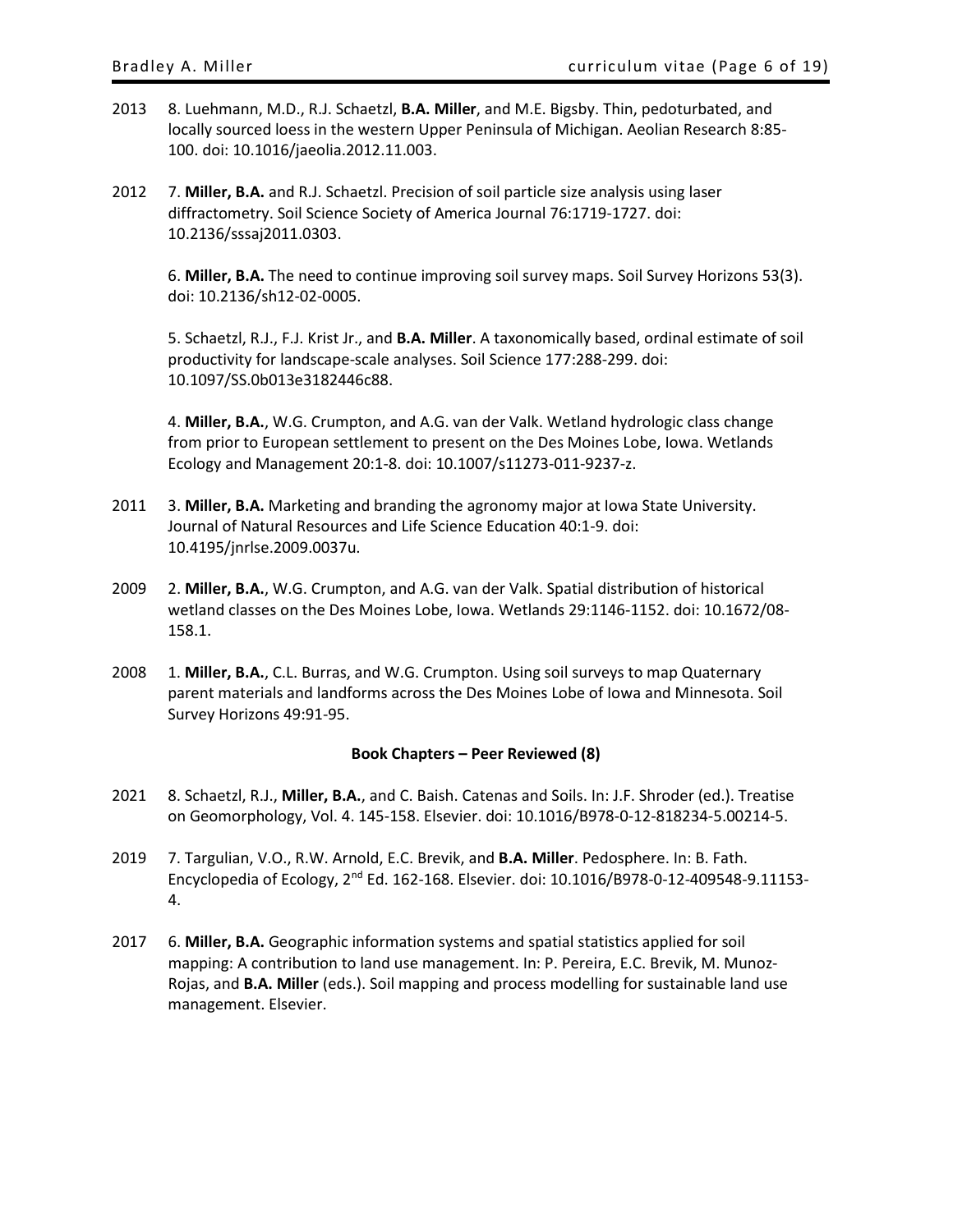2013 8. Luehmann, M.D., R.J. Schaetzl, **B.A. Miller**, and M.E. Bigsby. Thin, pedoturbated, and locally sourced loess in the western Upper Peninsula of Michigan. Aeolian Research 8:85-100. doi: 10.1016/jaeolia.2012.11.003.

2012 7. **Miller, B.A.** and R.J. Schaetzl. Precision of soil particle size analysis using laser diffractometry. Soil Science Society of America Journal 76:1719-1727. doi: 10.2136/sssaj2011.0303.

6. **Miller, B.A.** The need to continue improving soil survey maps. Soil Survey Horizons 53(3). doi: 10.2136/sh12-02-0005.

5. Schaetzl, R.J., F.J. Krist Jr., and **B.A. Miller**. A taxonomically based, ordinal estimate of soil productivity for landscape-scale analyses. Soil Science 177:288-299. doi: 10.1097/SS.0b013e3182446c88.

4. **Miller, B.A.**, W.G. Crumpton, and A.G. van der Valk. Wetland hydrologic class change from prior to European settlement to present on the Des Moines Lobe, Iowa. Wetlands Ecology and Management 20:1-8. doi: 10.1007/s11273-011-9237-z.

2011 3. **Miller, B.A.** Marketing and branding the agronomy major at Iowa State University. Journal of Natural Resources and Life Science Education 40:1-9. doi: 10.4195/jnrlse.2009.0037u.

2009 2. **Miller, B.A.**, W.G. Crumpton, and A.G. van der Valk. Spatial distribution of historical wetland classes on the Des Moines Lobe, Iowa. Wetlands 29:1146-1152. doi: 10.1672/08-158.1.

2008 1. **Miller, B.A.**, C.L. Burras, and W.G. Crumpton. Using soil surveys to map Quaternary parent materials and landforms across the Des Moines Lobe of Iowa and Minnesota. Soil Survey Horizons 49:91-95.

**Book Chapters – Peer Reviewed (8)**

2021 8. Schaetzl, R.J., **Miller, B.A.**, and C. Baish. Catenas and Soils. In: J.F. Shroder (ed.). Treatise on Geomorphology, Vol. 4. 145-158. Elsevier. doi: 10.1016/B978-0-12-818234-5.00214-5.

2019 7. Targulian, V.O., R.W. Arnold, E.C. Brevik, and **B.A. Miller**. Pedosphere. In: B. Fath. Encyclopedia of Ecology, 2nd Ed. 162-168. Elsevier. doi: 10.1016/B978-0-12-409548-9.11153-4.

2017 6. **Miller, B.A.** Geographic information systems and spatial statistics applied for soil mapping: A contribution to land use management. In: P. Pereira, E.C. Brevik, M. Munoz-Rojas, and **B.A. Miller** (eds.). Soil mapping and process modelling for sustainable land use management. Elsevier.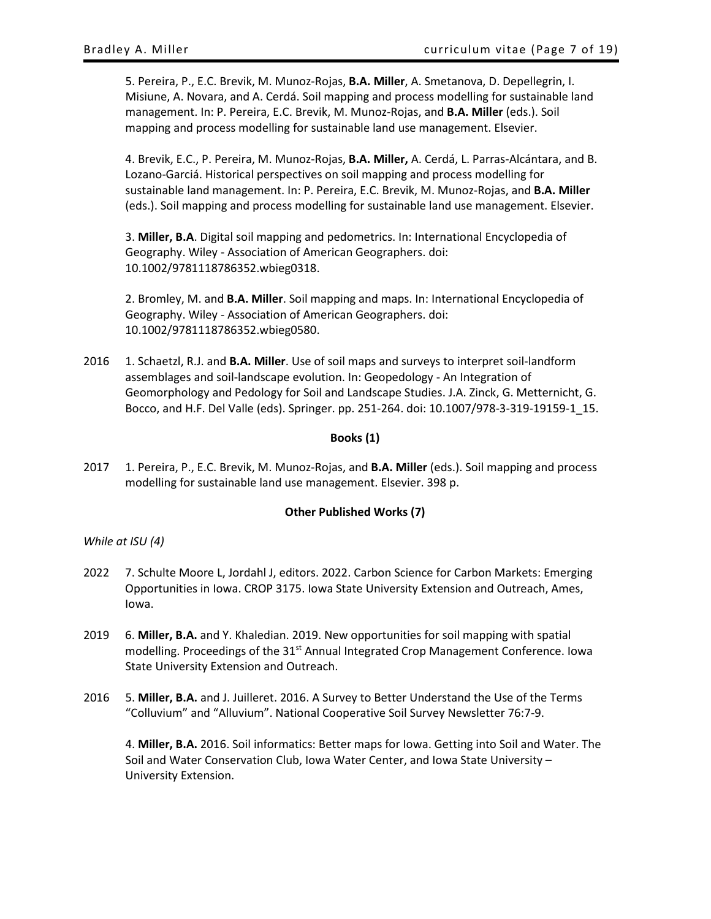5. Pereira, P., E.C. Brevik, M. Munoz-Rojas, **B.A. Miller**, A. Smetanova, D. Depellegrin, I. Misiune, A. Novara, and A. Cerdá. Soil mapping and process modelling for sustainable land management. In: P. Pereira, E.C. Brevik, M. Munoz-Rojas, and **B.A. Miller** (eds.). Soil mapping and process modelling for sustainable land use management. Elsevier.

4. Brevik, E.C., P. Pereira, M. Munoz-Rojas, **B.A. Miller,** A. Cerdá, L. Parras-Alcántara, and B. Lozano-Garciá. Historical perspectives on soil mapping and process modelling for sustainable land management. In: P. Pereira, E.C. Brevik, M. Munoz-Rojas, and **B.A. Miller** (eds.). Soil mapping and process modelling for sustainable land use management. Elsevier.

3. **Miller, B.A**. Digital soil mapping and pedometrics. In: International Encyclopedia of Geography. Wiley - Association of American Geographers. doi: 10.1002/9781118786352.wbieg0318.

2. Bromley, M. and **B.A. Miller**. Soil mapping and maps. In: International Encyclopedia of Geography. Wiley - Association of American Geographers. doi: 10.1002/9781118786352.wbieg0580.

2016 1. Schaetzl, R.J. and **B.A. Miller**. Use of soil maps and surveys to interpret soil-landform assemblages and soil-landscape evolution. In: Geopedology - An Integration of Geomorphology and Pedology for Soil and Landscape Studies. J.A. Zinck, G. Metternicht, G. Bocco, and H.F. Del Valle (eds). Springer. pp. 251-264. doi: 10.1007/978-3-319-19159-1_15.

**Books (1)**

2017 1. Pereira, P., E.C. Brevik, M. Munoz-Rojas, and **B.A. Miller** (eds.). Soil mapping and process modelling for sustainable land use management. Elsevier. 398 p.

**Other Published Works (7)**

*While at ISU (4)*

2022 7. Schulte Moore L, Jordahl J, editors. 2022. Carbon Science for Carbon Markets: Emerging Opportunities in Iowa. CROP 3175. Iowa State University Extension and Outreach, Ames, Iowa.

2019 6. **Miller, B.A.** and Y. Khaledian. 2019. New opportunities for soil mapping with spatial modelling. Proceedings of the 31st Annual Integrated Crop Management Conference. Iowa State University Extension and Outreach.

2016 5. **Miller, B.A.** and J. Juilleret. 2016. A Survey to Better Understand the Use of the Terms "Colluvium" and "Alluvium". National Cooperative Soil Survey Newsletter 76:7-9.

4. **Miller, B.A.** 2016. Soil informatics: Better maps for Iowa. Getting into Soil and Water. The Soil and Water Conservation Club, Iowa Water Center, and Iowa State University – University Extension.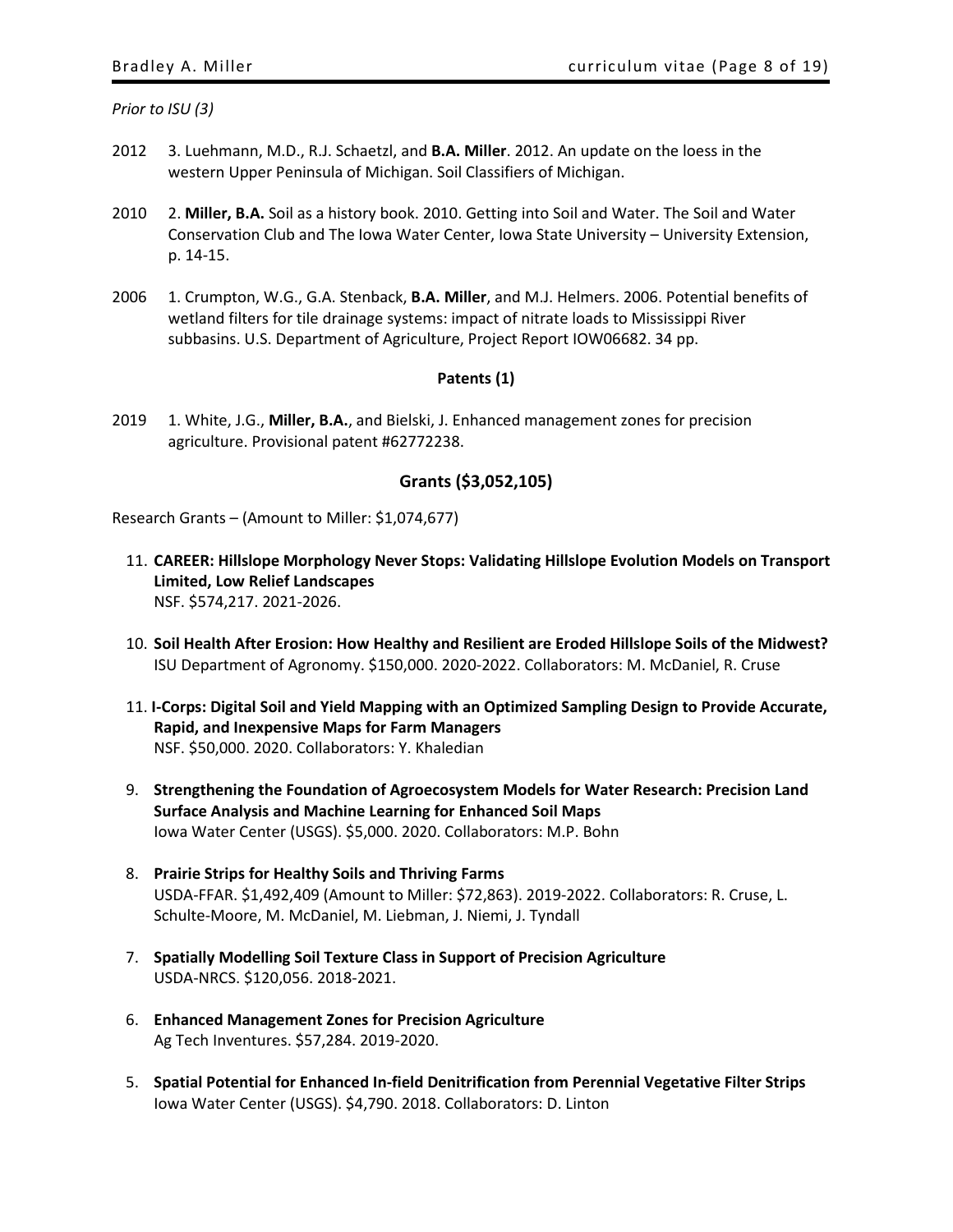*Prior to ISU (3)*

2012 3. Luehmann, M.D., R.J. Schaetzl, and **B.A. Miller**. 2012. An update on the loess in the western Upper Peninsula of Michigan. Soil Classifiers of Michigan.

2010 2. **Miller, B.A.** Soil as a history book. 2010. Getting into Soil and Water. The Soil and Water Conservation Club and The Iowa Water Center, Iowa State University – University Extension, p. 14-15.

2006 1. Crumpton, W.G., G.A. Stenback, **B.A. Miller**, and M.J. Helmers. 2006. Potential benefits of wetland filters for tile drainage systems: impact of nitrate loads to Mississippi River subbasins. U.S. Department of Agriculture, Project Report IOW06682. 34 pp.

**Patents (1)**

2019 1. White, J.G., **Miller, B.A.**, and Bielski, J. Enhanced management zones for precision agriculture. Provisional patent #62772238.

## Grants ($3,052,105)

Research Grants – (Amount to Miller: $1,074,677)

11. **CAREER: Hillslope Morphology Never Stops: Validating Hillslope Evolution Models on Transport Limited, Low Relief Landscapes**
    NSF. $574,217. 2021-2026.

10. **Soil Health After Erosion: How Healthy and Resilient are Eroded Hillslope Soils of the Midwest?**
    ISU Department of Agronomy. $150,000. 2020-2022. Collaborators: M. McDaniel, R. Cruse

11. **I-Corps: Digital Soil and Yield Mapping with an Optimized Sampling Design to Provide Accurate, Rapid, and Inexpensive Maps for Farm Managers**
    NSF. $50,000. 2020. Collaborators: Y. Khaledian

9. **Strengthening the Foundation of Agroecosystem Models for Water Research: Precision Land Surface Analysis and Machine Learning for Enhanced Soil Maps**
   Iowa Water Center (USGS). $5,000. 2020. Collaborators: M.P. Bohn

8. **Prairie Strips for Healthy Soils and Thriving Farms**
   USDA-FFAR. $1,492,409 (Amount to Miller: $72,863). 2019-2022. Collaborators: R. Cruse, L. Schulte-Moore, M. McDaniel, M. Liebman, J. Niemi, J. Tyndall

7. **Spatially Modelling Soil Texture Class in Support of Precision Agriculture**
   USDA-NRCS. $120,056. 2018-2021.

6. **Enhanced Management Zones for Precision Agriculture**
   Ag Tech Inventures. $57,284. 2019-2020.

5. **Spatial Potential for Enhanced In-field Denitrification from Perennial Vegetative Filter Strips**
   Iowa Water Center (USGS). $4,790. 2018. Collaborators: D. Linton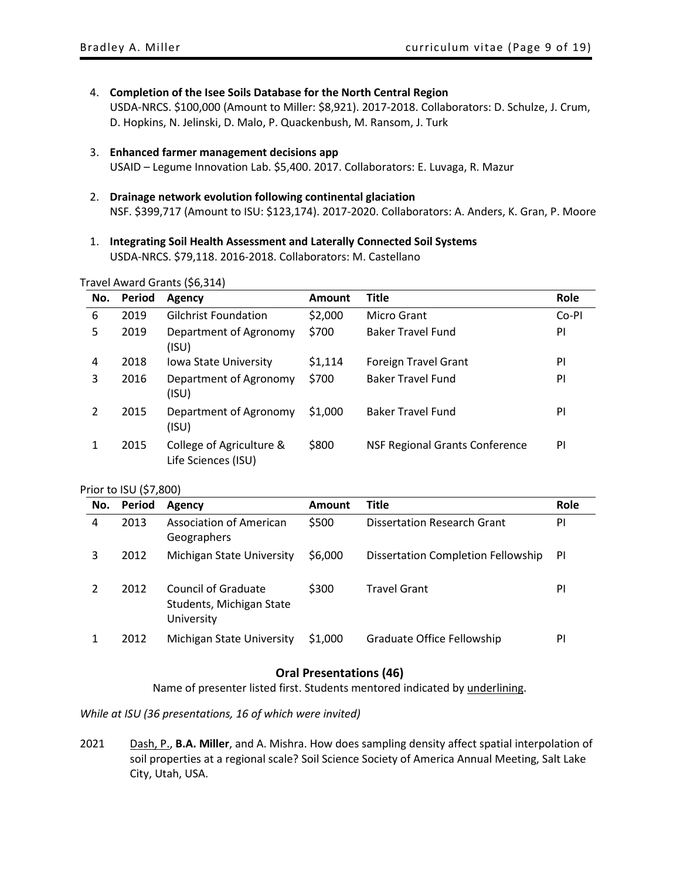4. **Completion of the Isee Soils Database for the North Central Region**
   USDA-NRCS. $100,000 (Amount to Miller: $8,921). 2017-2018. Collaborators: D. Schulze, J. Crum, D. Hopkins, N. Jelinski, D. Malo, P. Quackenbush, M. Ransom, J. Turk

3. **Enhanced farmer management decisions app**
   USAID – Legume Innovation Lab. $5,400. 2017. Collaborators: E. Luvaga, R. Mazur

2. **Drainage network evolution following continental glaciation**
   NSF. $399,717 (Amount to ISU: $123,174). 2017-2020. Collaborators: A. Anders, K. Gran, P. Moore

1. **Integrating Soil Health Assessment and Laterally Connected Soil Systems**
   USDA-NRCS. $79,118. 2016-2018. Collaborators: M. Castellano

Travel Award Grants ($6,314)

| No. | Period | Agency | Amount | Title | Role |
|---|---|---|---|---|---|
| 6 | 2019 | Gilchrist Foundation | $2,000 | Micro Grant | Co-PI |
| 5 | 2019 | Department of Agronomy (ISU) | $700 | Baker Travel Fund | PI |
| 4 | 2018 | Iowa State University | $1,114 | Foreign Travel Grant | PI |
| 3 | 2016 | Department of Agronomy (ISU) | $700 | Baker Travel Fund | PI |
| 2 | 2015 | Department of Agronomy (ISU) | $1,000 | Baker Travel Fund | PI |
| 1 | 2015 | College of Agriculture & Life Sciences (ISU) | $800 | NSF Regional Grants Conference | PI |

Prior to ISU ($7,800)

| No. | Period | Agency | Amount | Title | Role |
|---|---|---|---|---|---|
| 4 | 2013 | Association of American Geographers | $500 | Dissertation Research Grant | PI |
| 3 | 2012 | Michigan State University | $6,000 | Dissertation Completion Fellowship | PI |
| 2 | 2012 | Council of Graduate Students, Michigan State University | $300 | Travel Grant | PI |
| 1 | 2012 | Michigan State University | $1,000 | Graduate Office Fellowship | PI |

## Oral Presentations (46)

Name of presenter listed first. Students mentored indicated by underlining.

*While at ISU (36 presentations, 16 of which were invited)*

2021 Dash, P., **B.A. Miller**, and A. Mishra. How does sampling density affect spatial interpolation of soil properties at a regional scale? Soil Science Society of America Annual Meeting, Salt Lake City, Utah, USA.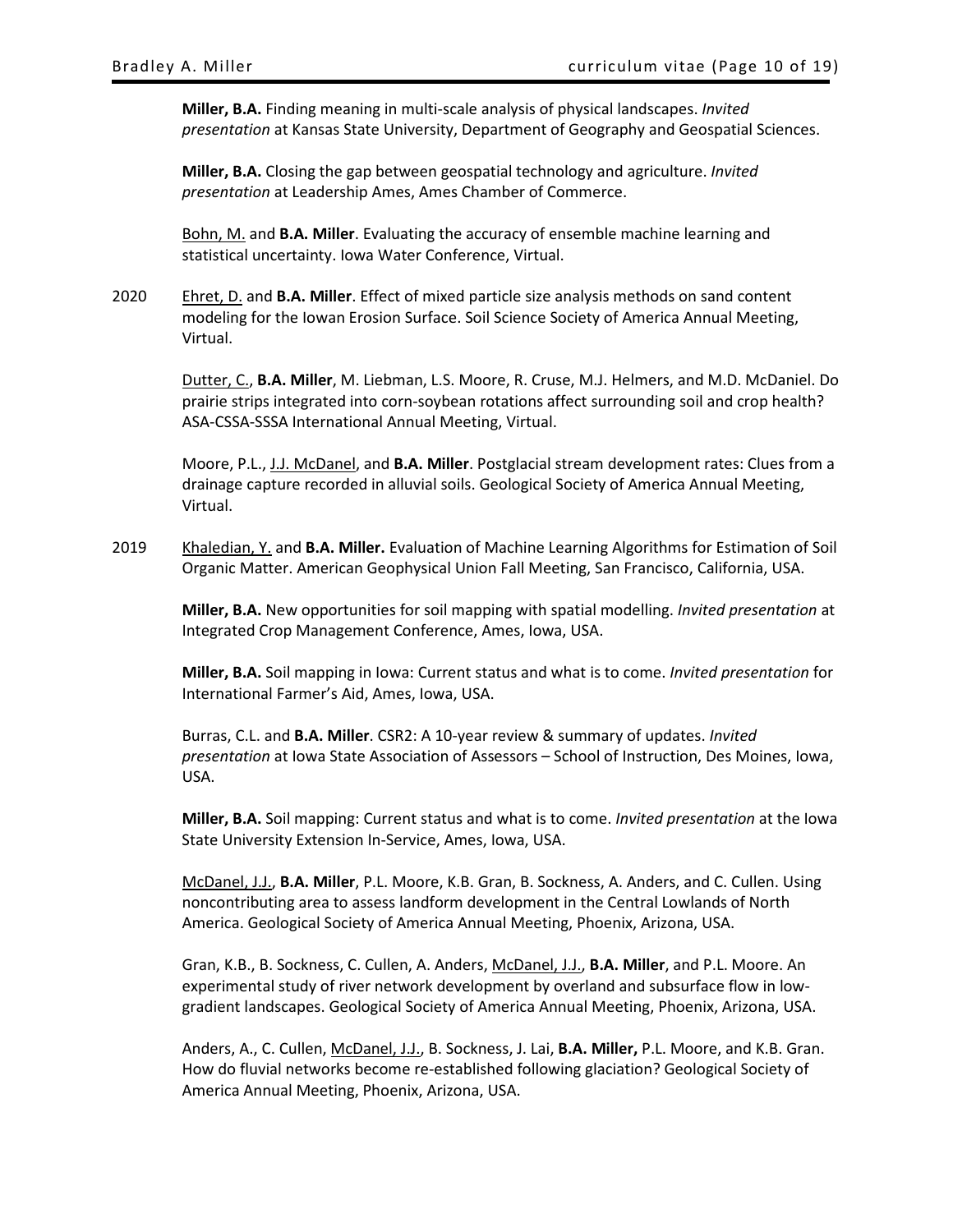**Miller, B.A.** Finding meaning in multi-scale analysis of physical landscapes. *Invited presentation* at Kansas State University, Department of Geography and Geospatial Sciences.

**Miller, B.A.** Closing the gap between geospatial technology and agriculture. *Invited presentation* at Leadership Ames, Ames Chamber of Commerce.

Bohn, M. and **B.A. Miller**. Evaluating the accuracy of ensemble machine learning and statistical uncertainty. Iowa Water Conference, Virtual.

2020 Ehret, D. and **B.A. Miller**. Effect of mixed particle size analysis methods on sand content modeling for the Iowan Erosion Surface. Soil Science Society of America Annual Meeting, Virtual.

Dutter, C., **B.A. Miller**, M. Liebman, L.S. Moore, R. Cruse, M.J. Helmers, and M.D. McDaniel. Do prairie strips integrated into corn-soybean rotations affect surrounding soil and crop health? ASA-CSSA-SSSA International Annual Meeting, Virtual.

Moore, P.L., J.J. McDanel, and **B.A. Miller**. Postglacial stream development rates: Clues from a drainage capture recorded in alluvial soils. Geological Society of America Annual Meeting, Virtual.

2019 Khaledian, Y. and **B.A. Miller.** Evaluation of Machine Learning Algorithms for Estimation of Soil Organic Matter. American Geophysical Union Fall Meeting, San Francisco, California, USA.

**Miller, B.A.** New opportunities for soil mapping with spatial modelling. *Invited presentation* at Integrated Crop Management Conference, Ames, Iowa, USA.

**Miller, B.A.** Soil mapping in Iowa: Current status and what is to come. *Invited presentation* for International Farmer's Aid, Ames, Iowa, USA.

Burras, C.L. and **B.A. Miller**. CSR2: A 10-year review & summary of updates. *Invited presentation* at Iowa State Association of Assessors – School of Instruction, Des Moines, Iowa, USA.

**Miller, B.A.** Soil mapping: Current status and what is to come. *Invited presentation* at the Iowa State University Extension In-Service, Ames, Iowa, USA.

McDanel, J.J., **B.A. Miller**, P.L. Moore, K.B. Gran, B. Sockness, A. Anders, and C. Cullen. Using noncontributing area to assess landform development in the Central Lowlands of North America. Geological Society of America Annual Meeting, Phoenix, Arizona, USA.

Gran, K.B., B. Sockness, C. Cullen, A. Anders, McDanel, J.J., **B.A. Miller**, and P.L. Moore. An experimental study of river network development by overland and subsurface flow in low-gradient landscapes. Geological Society of America Annual Meeting, Phoenix, Arizona, USA.

Anders, A., C. Cullen, McDanel, J.J., B. Sockness, J. Lai, **B.A. Miller,** P.L. Moore, and K.B. Gran. How do fluvial networks become re-established following glaciation? Geological Society of America Annual Meeting, Phoenix, Arizona, USA.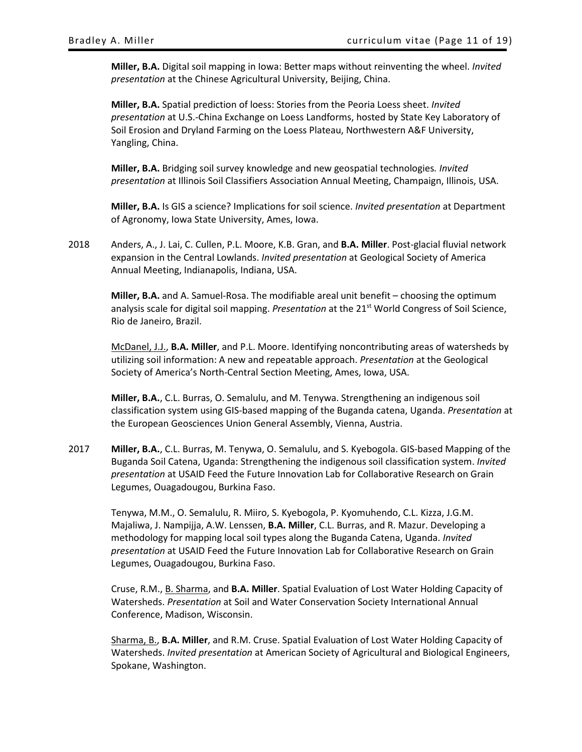**Miller, B.A.** Digital soil mapping in Iowa: Better maps without reinventing the wheel. *Invited presentation* at the Chinese Agricultural University, Beijing, China.

**Miller, B.A.** Spatial prediction of loess: Stories from the Peoria Loess sheet. *Invited presentation* at U.S.-China Exchange on Loess Landforms, hosted by State Key Laboratory of Soil Erosion and Dryland Farming on the Loess Plateau, Northwestern A&F University, Yangling, China.

**Miller, B.A.** Bridging soil survey knowledge and new geospatial technologies. *Invited presentation* at Illinois Soil Classifiers Association Annual Meeting, Champaign, Illinois, USA.

**Miller, B.A.** Is GIS a science? Implications for soil science. *Invited presentation* at Department of Agronomy, Iowa State University, Ames, Iowa.

2018 Anders, A., J. Lai, C. Cullen, P.L. Moore, K.B. Gran, and **B.A. Miller**. Post-glacial fluvial network expansion in the Central Lowlands. *Invited presentation* at Geological Society of America Annual Meeting, Indianapolis, Indiana, USA.

**Miller, B.A.** and A. Samuel-Rosa. The modifiable areal unit benefit – choosing the optimum analysis scale for digital soil mapping. *Presentation* at the 21st World Congress of Soil Science, Rio de Janeiro, Brazil.

<u>McDanel, J.J.</u>, **B.A. Miller**, and P.L. Moore. Identifying noncontributing areas of watersheds by utilizing soil information: A new and repeatable approach. *Presentation* at the Geological Society of America's North-Central Section Meeting, Ames, Iowa, USA.

**Miller, B.A.**, C.L. Burras, O. Semalulu, and M. Tenywa. Strengthening an indigenous soil classification system using GIS-based mapping of the Buganda catena, Uganda. *Presentation* at the European Geosciences Union General Assembly, Vienna, Austria.

2017 **Miller, B.A.**, C.L. Burras, M. Tenywa, O. Semalulu, and S. Kyebogola. GIS-based Mapping of the Buganda Soil Catena, Uganda: Strengthening the indigenous soil classification system. *Invited presentation* at USAID Feed the Future Innovation Lab for Collaborative Research on Grain Legumes, Ouagadougou, Burkina Faso.

Tenywa, M.M., O. Semalulu, R. Miiro, S. Kyebogola, P. Kyomuhendo, C.L. Kizza, J.G.M. Majaliwa, J. Nampijja, A.W. Lenssen, **B.A. Miller**, C.L. Burras, and R. Mazur. Developing a methodology for mapping local soil types along the Buganda Catena, Uganda. *Invited presentation* at USAID Feed the Future Innovation Lab for Collaborative Research on Grain Legumes, Ouagadougou, Burkina Faso.

Cruse, R.M., <u>B. Sharma</u>, and **B.A. Miller**. Spatial Evaluation of Lost Water Holding Capacity of Watersheds. *Presentation* at Soil and Water Conservation Society International Annual Conference, Madison, Wisconsin.

<u>Sharma, B.</u>, **B.A. Miller**, and R.M. Cruse. Spatial Evaluation of Lost Water Holding Capacity of Watersheds. *Invited presentation* at American Society of Agricultural and Biological Engineers, Spokane, Washington.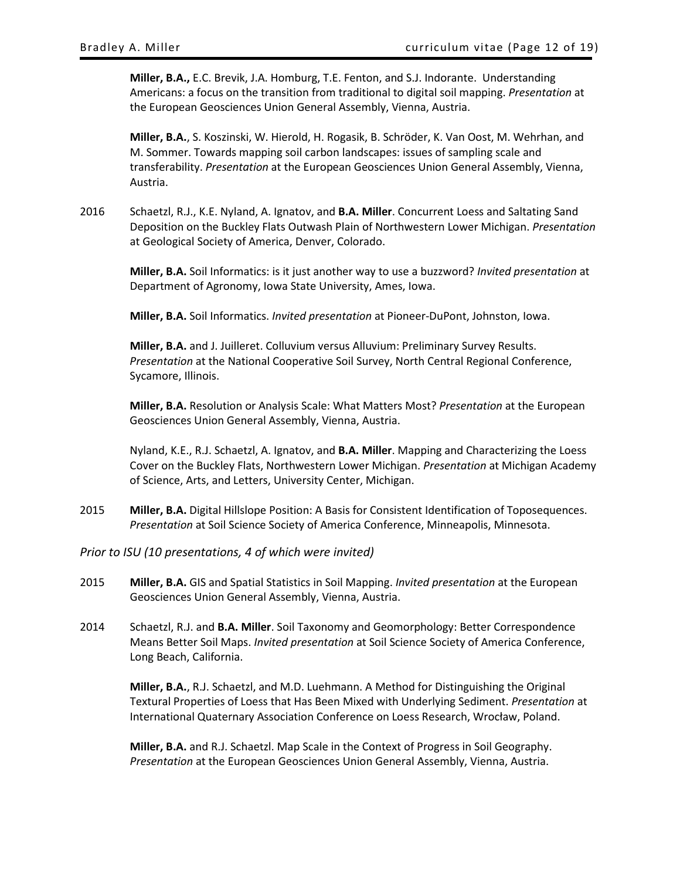**Miller, B.A.,** E.C. Brevik, J.A. Homburg, T.E. Fenton, and S.J. Indorante. Understanding Americans: a focus on the transition from traditional to digital soil mapping. *Presentation* at the European Geosciences Union General Assembly, Vienna, Austria.

**Miller, B.A.**, S. Koszinski, W. Hierold, H. Rogasik, B. Schröder, K. Van Oost, M. Wehrhan, and M. Sommer. Towards mapping soil carbon landscapes: issues of sampling scale and transferability. *Presentation* at the European Geosciences Union General Assembly, Vienna, Austria.

2016 Schaetzl, R.J., K.E. Nyland, A. Ignatov, and **B.A. Miller**. Concurrent Loess and Saltating Sand Deposition on the Buckley Flats Outwash Plain of Northwestern Lower Michigan. *Presentation* at Geological Society of America, Denver, Colorado.

**Miller, B.A.** Soil Informatics: is it just another way to use a buzzword? *Invited presentation* at Department of Agronomy, Iowa State University, Ames, Iowa.

**Miller, B.A.** Soil Informatics. *Invited presentation* at Pioneer-DuPont, Johnston, Iowa.

**Miller, B.A.** and J. Juilleret. Colluvium versus Alluvium: Preliminary Survey Results. *Presentation* at the National Cooperative Soil Survey, North Central Regional Conference, Sycamore, Illinois.

**Miller, B.A.** Resolution or Analysis Scale: What Matters Most? *Presentation* at the European Geosciences Union General Assembly, Vienna, Austria.

Nyland, K.E., R.J. Schaetzl, A. Ignatov, and **B.A. Miller**. Mapping and Characterizing the Loess Cover on the Buckley Flats, Northwestern Lower Michigan. *Presentation* at Michigan Academy of Science, Arts, and Letters, University Center, Michigan.

2015 **Miller, B.A.** Digital Hillslope Position: A Basis for Consistent Identification of Toposequences. *Presentation* at Soil Science Society of America Conference, Minneapolis, Minnesota.

*Prior to ISU (10 presentations, 4 of which were invited)*

2015 **Miller, B.A.** GIS and Spatial Statistics in Soil Mapping. *Invited presentation* at the European Geosciences Union General Assembly, Vienna, Austria.

2014 Schaetzl, R.J. and **B.A. Miller**. Soil Taxonomy and Geomorphology: Better Correspondence Means Better Soil Maps. *Invited presentation* at Soil Science Society of America Conference, Long Beach, California.

**Miller, B.A.**, R.J. Schaetzl, and M.D. Luehmann. A Method for Distinguishing the Original Textural Properties of Loess that Has Been Mixed with Underlying Sediment. *Presentation* at International Quaternary Association Conference on Loess Research, Wrocław, Poland.

**Miller, B.A.** and R.J. Schaetzl. Map Scale in the Context of Progress in Soil Geography. *Presentation* at the European Geosciences Union General Assembly, Vienna, Austria.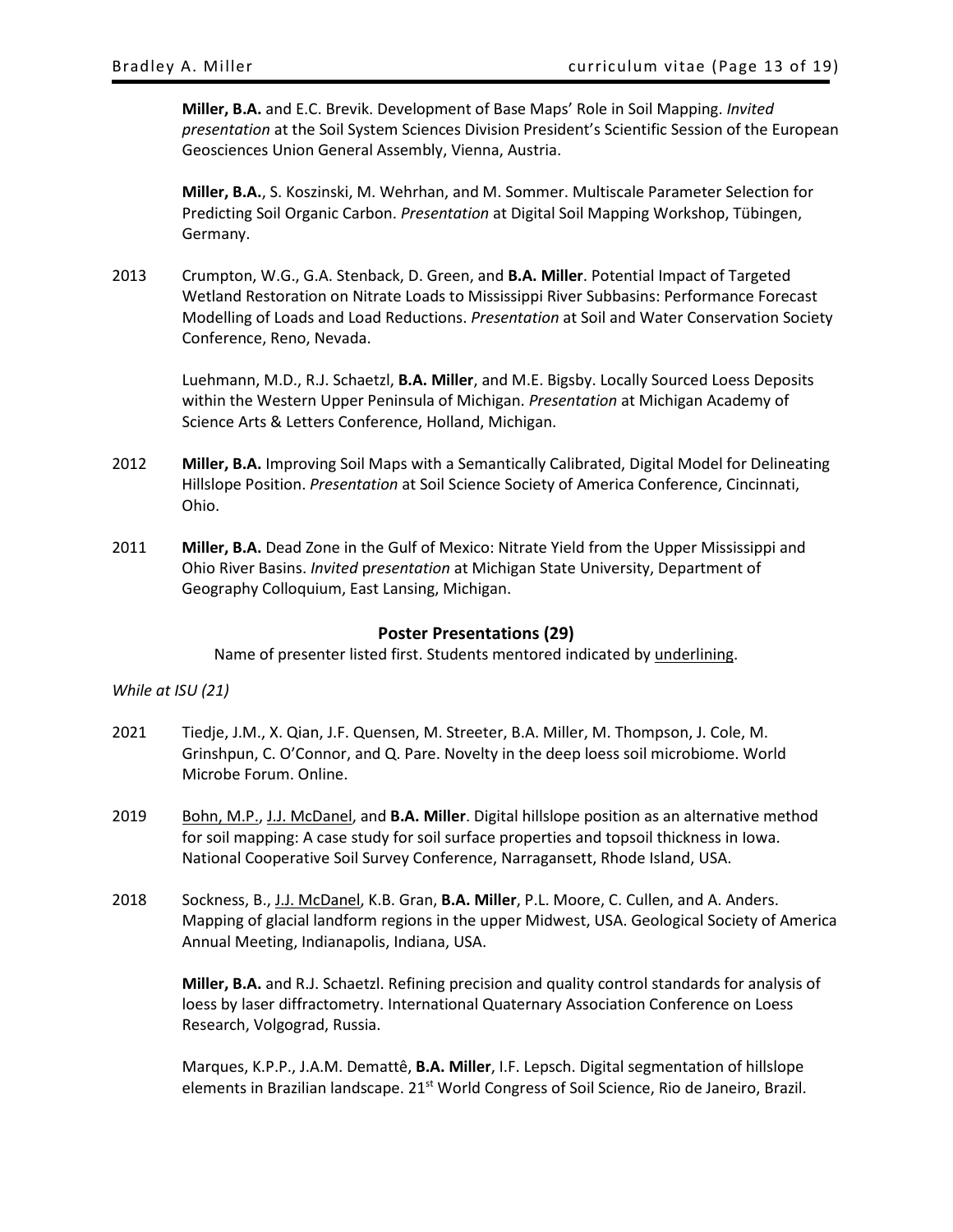**Miller, B.A.** and E.C. Brevik. Development of Base Maps' Role in Soil Mapping. *Invited presentation* at the Soil System Sciences Division President's Scientific Session of the European Geosciences Union General Assembly, Vienna, Austria.

**Miller, B.A.**, S. Koszinski, M. Wehrhan, and M. Sommer. Multiscale Parameter Selection for Predicting Soil Organic Carbon. *Presentation* at Digital Soil Mapping Workshop, Tübingen, Germany.

2013 Crumpton, W.G., G.A. Stenback, D. Green, and **B.A. Miller**. Potential Impact of Targeted Wetland Restoration on Nitrate Loads to Mississippi River Subbasins: Performance Forecast Modelling of Loads and Load Reductions. *Presentation* at Soil and Water Conservation Society Conference, Reno, Nevada.

Luehmann, M.D., R.J. Schaetzl, **B.A. Miller**, and M.E. Bigsby. Locally Sourced Loess Deposits within the Western Upper Peninsula of Michigan. *Presentation* at Michigan Academy of Science Arts & Letters Conference, Holland, Michigan.

2012 **Miller, B.A.** Improving Soil Maps with a Semantically Calibrated, Digital Model for Delineating Hillslope Position. *Presentation* at Soil Science Society of America Conference, Cincinnati, Ohio.

2011 **Miller, B.A.** Dead Zone in the Gulf of Mexico: Nitrate Yield from the Upper Mississippi and Ohio River Basins. *Invited presentation* at Michigan State University, Department of Geography Colloquium, East Lansing, Michigan.

## Poster Presentations (29)

Name of presenter listed first. Students mentored indicated by <u>underlining</u>.

*While at ISU (21)*

2021 Tiedje, J.M., X. Qian, J.F. Quensen, M. Streeter, B.A. Miller, M. Thompson, J. Cole, M. Grinshpun, C. O'Connor, and Q. Pare. Novelty in the deep loess soil microbiome. World Microbe Forum. Online.

2019 <u>Bohn, M.P.</u>, <u>J.J. McDanel</u>, and **B.A. Miller**. Digital hillslope position as an alternative method for soil mapping: A case study for soil surface properties and topsoil thickness in Iowa. National Cooperative Soil Survey Conference, Narragansett, Rhode Island, USA.

2018 Sockness, B., <u>J.J. McDanel</u>, K.B. Gran, **B.A. Miller**, P.L. Moore, C. Cullen, and A. Anders. Mapping of glacial landform regions in the upper Midwest, USA. Geological Society of America Annual Meeting, Indianapolis, Indiana, USA.

**Miller, B.A.** and R.J. Schaetzl. Refining precision and quality control standards for analysis of loess by laser diffractometry. International Quaternary Association Conference on Loess Research, Volgograd, Russia.

Marques, K.P.P., J.A.M. Demattê, **B.A. Miller**, I.F. Lepsch. Digital segmentation of hillslope elements in Brazilian landscape. 21st World Congress of Soil Science, Rio de Janeiro, Brazil.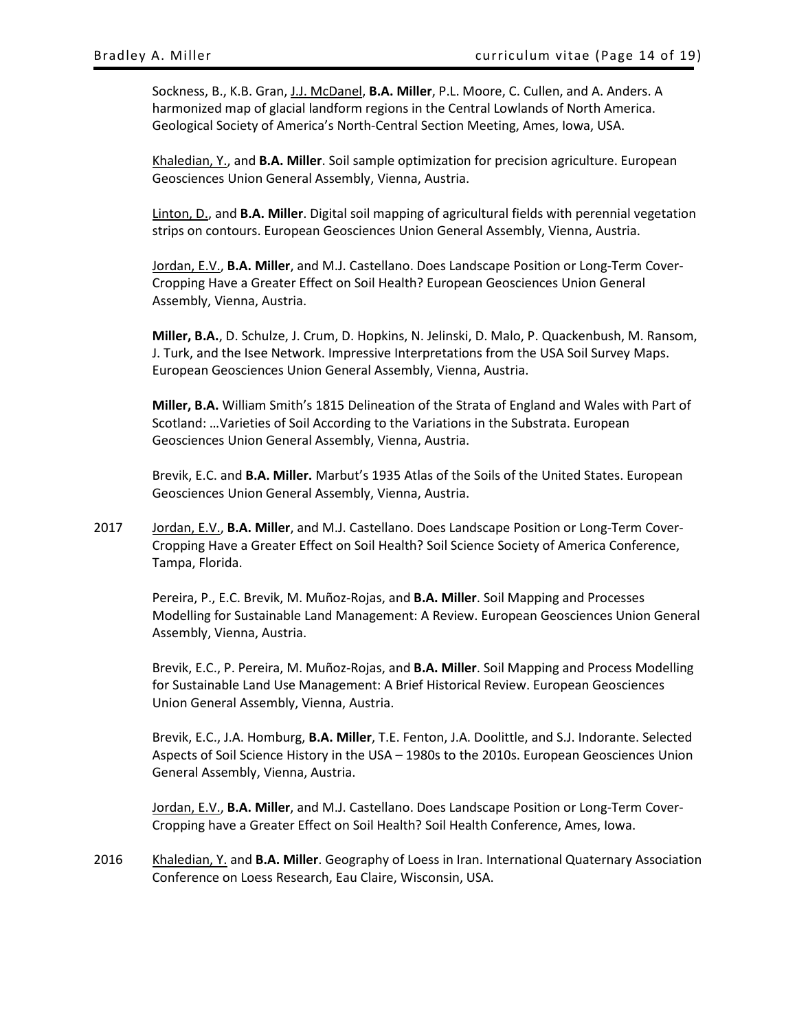Sockness, B., K.B. Gran, <u>J.J. McDanel</u>, **B.A. Miller**, P.L. Moore, C. Cullen, and A. Anders. A harmonized map of glacial landform regions in the Central Lowlands of North America. Geological Society of America's North-Central Section Meeting, Ames, Iowa, USA.

<u>Khaledian, Y.</u>, and **B.A. Miller**. Soil sample optimization for precision agriculture. European Geosciences Union General Assembly, Vienna, Austria.

<u>Linton, D.</u>, and **B.A. Miller**. Digital soil mapping of agricultural fields with perennial vegetation strips on contours. European Geosciences Union General Assembly, Vienna, Austria.

<u>Jordan, E.V.</u>, **B.A. Miller**, and M.J. Castellano. Does Landscape Position or Long-Term Cover-Cropping Have a Greater Effect on Soil Health? European Geosciences Union General Assembly, Vienna, Austria.

**Miller, B.A.**, D. Schulze, J. Crum, D. Hopkins, N. Jelinski, D. Malo, P. Quackenbush, M. Ransom, J. Turk, and the Isee Network. Impressive Interpretations from the USA Soil Survey Maps. European Geosciences Union General Assembly, Vienna, Austria.

**Miller, B.A.** William Smith's 1815 Delineation of the Strata of England and Wales with Part of Scotland: …Varieties of Soil According to the Variations in the Substrata. European Geosciences Union General Assembly, Vienna, Austria.

Brevik, E.C. and **B.A. Miller.** Marbut's 1935 Atlas of the Soils of the United States. European Geosciences Union General Assembly, Vienna, Austria.

2017 <u>Jordan, E.V.</u>, **B.A. Miller**, and M.J. Castellano. Does Landscape Position or Long-Term Cover-Cropping Have a Greater Effect on Soil Health? Soil Science Society of America Conference, Tampa, Florida.

Pereira, P., E.C. Brevik, M. Muñoz-Rojas, and **B.A. Miller**. Soil Mapping and Processes Modelling for Sustainable Land Management: A Review. European Geosciences Union General Assembly, Vienna, Austria.

Brevik, E.C., P. Pereira, M. Muñoz-Rojas, and **B.A. Miller**. Soil Mapping and Process Modelling for Sustainable Land Use Management: A Brief Historical Review. European Geosciences Union General Assembly, Vienna, Austria.

Brevik, E.C., J.A. Homburg, **B.A. Miller**, T.E. Fenton, J.A. Doolittle, and S.J. Indorante. Selected Aspects of Soil Science History in the USA – 1980s to the 2010s. European Geosciences Union General Assembly, Vienna, Austria.

<u>Jordan, E.V.</u>, **B.A. Miller**, and M.J. Castellano. Does Landscape Position or Long-Term Cover-Cropping have a Greater Effect on Soil Health? Soil Health Conference, Ames, Iowa.

2016 <u>Khaledian, Y.</u> and **B.A. Miller**. Geography of Loess in Iran. International Quaternary Association Conference on Loess Research, Eau Claire, Wisconsin, USA.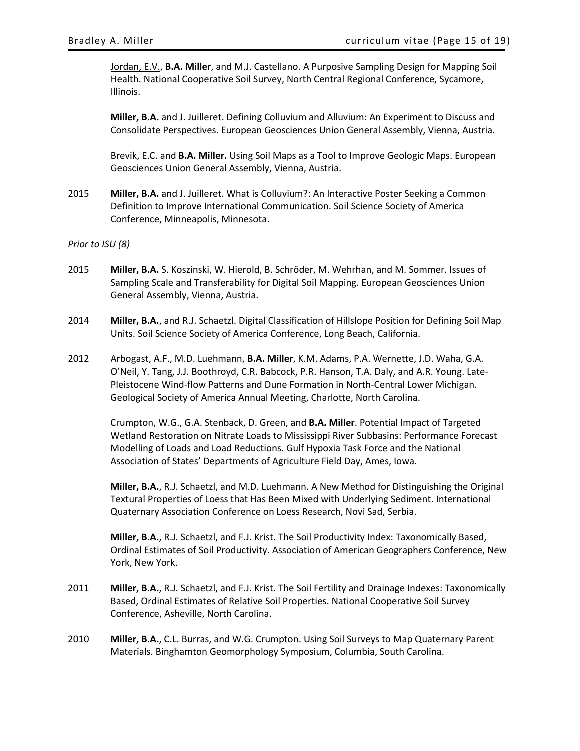Jordan, E.V., **B.A. Miller**, and M.J. Castellano. A Purposive Sampling Design for Mapping Soil Health. National Cooperative Soil Survey, North Central Regional Conference, Sycamore, Illinois.

**Miller, B.A.** and J. Juilleret. Defining Colluvium and Alluvium: An Experiment to Discuss and Consolidate Perspectives. European Geosciences Union General Assembly, Vienna, Austria.

Brevik, E.C. and **B.A. Miller.** Using Soil Maps as a Tool to Improve Geologic Maps. European Geosciences Union General Assembly, Vienna, Austria.

2015 **Miller, B.A.** and J. Juilleret. What is Colluvium?: An Interactive Poster Seeking a Common Definition to Improve International Communication. Soil Science Society of America Conference, Minneapolis, Minnesota.

*Prior to ISU (8)*

2015 **Miller, B.A.** S. Koszinski, W. Hierold, B. Schröder, M. Wehrhan, and M. Sommer. Issues of Sampling Scale and Transferability for Digital Soil Mapping. European Geosciences Union General Assembly, Vienna, Austria.

2014 **Miller, B.A.**, and R.J. Schaetzl. Digital Classification of Hillslope Position for Defining Soil Map Units. Soil Science Society of America Conference, Long Beach, California.

2012 Arbogast, A.F., M.D. Luehmann, **B.A. Miller**, K.M. Adams, P.A. Wernette, J.D. Waha, G.A. O'Neil, Y. Tang, J.J. Boothroyd, C.R. Babcock, P.R. Hanson, T.A. Daly, and A.R. Young. Late-Pleistocene Wind-flow Patterns and Dune Formation in North-Central Lower Michigan. Geological Society of America Annual Meeting, Charlotte, North Carolina.

Crumpton, W.G., G.A. Stenback, D. Green, and **B.A. Miller**. Potential Impact of Targeted Wetland Restoration on Nitrate Loads to Mississippi River Subbasins: Performance Forecast Modelling of Loads and Load Reductions. Gulf Hypoxia Task Force and the National Association of States' Departments of Agriculture Field Day, Ames, Iowa.

**Miller, B.A.**, R.J. Schaetzl, and M.D. Luehmann. A New Method for Distinguishing the Original Textural Properties of Loess that Has Been Mixed with Underlying Sediment. International Quaternary Association Conference on Loess Research, Novi Sad, Serbia.

**Miller, B.A.**, R.J. Schaetzl, and F.J. Krist. The Soil Productivity Index: Taxonomically Based, Ordinal Estimates of Soil Productivity. Association of American Geographers Conference, New York, New York.

2011 **Miller, B.A.**, R.J. Schaetzl, and F.J. Krist. The Soil Fertility and Drainage Indexes: Taxonomically Based, Ordinal Estimates of Relative Soil Properties. National Cooperative Soil Survey Conference, Asheville, North Carolina.

2010 **Miller, B.A.**, C.L. Burras, and W.G. Crumpton. Using Soil Surveys to Map Quaternary Parent Materials. Binghamton Geomorphology Symposium, Columbia, South Carolina.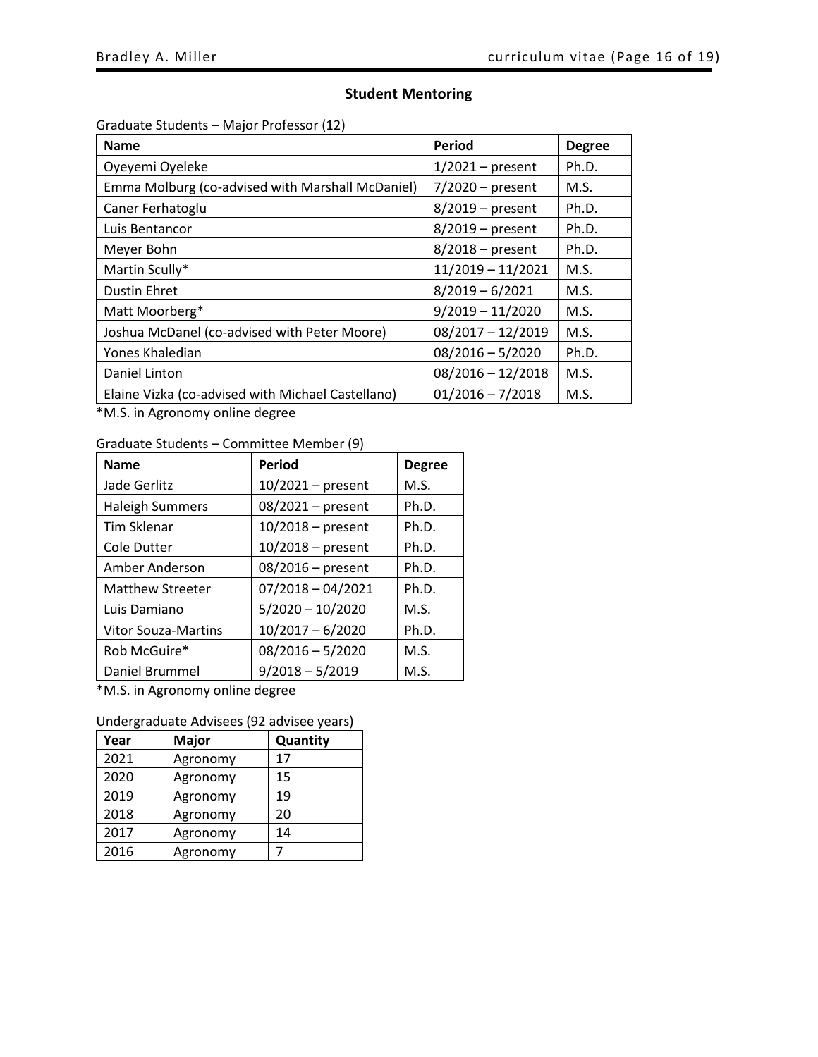## Student Mentoring

Graduate Students – Major Professor (12)

| Name | Period | Degree |
|---|---|---|
| Oyeyemi Oyeleke | 1/2021 – present | Ph.D. |
| Emma Molburg (co-advised with Marshall McDaniel) | 7/2020 – present | M.S. |
| Caner Ferhatoglu | 8/2019 – present | Ph.D. |
| Luis Bentancor | 8/2019 – present | Ph.D. |
| Meyer Bohn | 8/2018 – present | Ph.D. |
| Martin Scully* | 11/2019 – 11/2021 | M.S. |
| Dustin Ehret | 8/2019 – 6/2021 | M.S. |
| Matt Moorberg* | 9/2019 – 11/2020 | M.S. |
| Joshua McDanel (co-advised with Peter Moore) | 08/2017 – 12/2019 | M.S. |
| Yones Khaledian | 08/2016 – 5/2020 | Ph.D. |
| Daniel Linton | 08/2016 – 12/2018 | M.S. |
| Elaine Vizka (co-advised with Michael Castellano) | 01/2016 – 7/2018 | M.S. |

*M.S. in Agronomy online degree

Graduate Students – Committee Member (9)

| Name | Period | Degree |
|---|---|---|
| Jade Gerlitz | 10/2021 – present | M.S. |
| Haleigh Summers | 08/2021 – present | Ph.D. |
| Tim Sklenar | 10/2018 – present | Ph.D. |
| Cole Dutter | 10/2018 – present | Ph.D. |
| Amber Anderson | 08/2016 – present | Ph.D. |
| Matthew Streeter | 07/2018 – 04/2021 | Ph.D. |
| Luis Damiano | 5/2020 – 10/2020 | M.S. |
| Vitor Souza-Martins | 10/2017 – 6/2020 | Ph.D. |
| Rob McGuire* | 08/2016 – 5/2020 | M.S. |
| Daniel Brummel | 9/2018 – 5/2019 | M.S. |

*M.S. in Agronomy online degree

Undergraduate Advisees (92 advisee years)

| Year | Major | Quantity |
|---|---|---|
| 2021 | Agronomy | 17 |
| 2020 | Agronomy | 15 |
| 2019 | Agronomy | 19 |
| 2018 | Agronomy | 20 |
| 2017 | Agronomy | 14 |
| 2016 | Agronomy | 7 |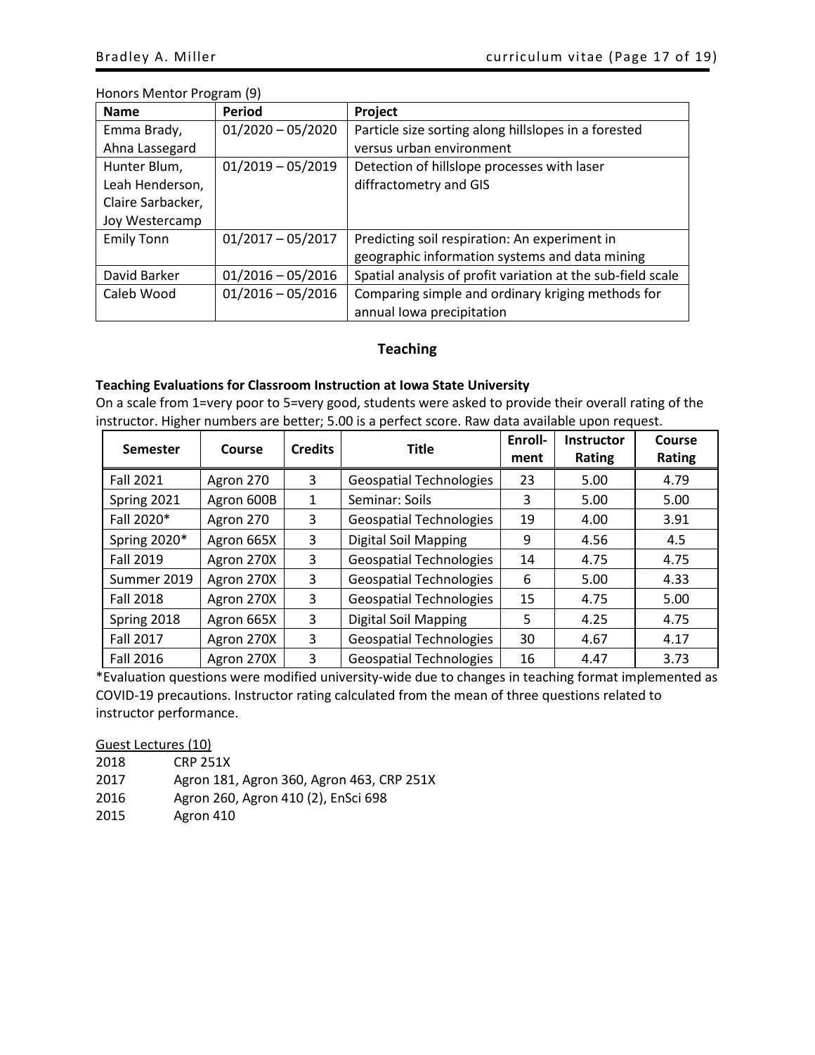Honors Mentor Program (9)

| Name | Period | Project |
|---|---|---|
| Emma Brady, Ahna Lassegard | 01/2020 – 05/2020 | Particle size sorting along hillslopes in a forested versus urban environment |
| Hunter Blum, Leah Henderson, Claire Sarbacker, Joy Westercamp | 01/2019 – 05/2019 | Detection of hillslope processes with laser diffractometry and GIS |
| Emily Tonn | 01/2017 – 05/2017 | Predicting soil respiration: An experiment in geographic information systems and data mining |
| David Barker | 01/2016 – 05/2016 | Spatial analysis of profit variation at the sub-field scale |
| Caleb Wood | 01/2016 – 05/2016 | Comparing simple and ordinary kriging methods for annual Iowa precipitation |

## Teaching

**Teaching Evaluations for Classroom Instruction at Iowa State University**

On a scale from 1=very poor to 5=very good, students were asked to provide their overall rating of the instructor. Higher numbers are better; 5.00 is a perfect score. Raw data available upon request.

| Semester | Course | Credits | Title | Enroll-ment | Instructor Rating | Course Rating |
|---|---|---|---|---|---|---|
| Fall 2021 | Agron 270 | 3 | Geospatial Technologies | 23 | 5.00 | 4.79 |
| Spring 2021 | Agron 600B | 1 | Seminar: Soils | 3 | 5.00 | 5.00 |
| Fall 2020* | Agron 270 | 3 | Geospatial Technologies | 19 | 4.00 | 3.91 |
| Spring 2020* | Agron 665X | 3 | Digital Soil Mapping | 9 | 4.56 | 4.5 |
| Fall 2019 | Agron 270X | 3 | Geospatial Technologies | 14 | 4.75 | 4.75 |
| Summer 2019 | Agron 270X | 3 | Geospatial Technologies | 6 | 5.00 | 4.33 |
| Fall 2018 | Agron 270X | 3 | Geospatial Technologies | 15 | 4.75 | 5.00 |
| Spring 2018 | Agron 665X | 3 | Digital Soil Mapping | 5 | 4.25 | 4.75 |
| Fall 2017 | Agron 270X | 3 | Geospatial Technologies | 30 | 4.67 | 4.17 |
| Fall 2016 | Agron 270X | 3 | Geospatial Technologies | 16 | 4.47 | 3.73 |

*Evaluation questions were modified university-wide due to changes in teaching format implemented as COVID-19 precautions. Instructor rating calculated from the mean of three questions related to instructor performance.

Guest Lectures (10)

2018 CRP 251X

2017 Agron 181, Agron 360, Agron 463, CRP 251X

2016 Agron 260, Agron 410 (2), EnSci 698

2015 Agron 410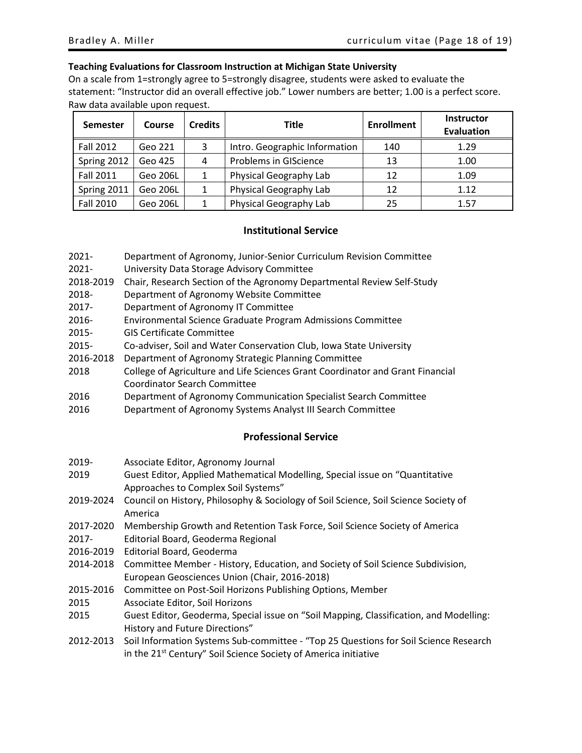**Teaching Evaluations for Classroom Instruction at Michigan State University**

On a scale from 1=strongly agree to 5=strongly disagree, students were asked to evaluate the statement: "Instructor did an overall effective job." Lower numbers are better; 1.00 is a perfect score. Raw data available upon request.

| Semester | Course | Credits | Title | Enrollment | Instructor Evaluation |
|---|---|---|---|---|---|
| Fall 2012 | Geo 221 | 3 | Intro. Geographic Information | 140 | 1.29 |
| Spring 2012 | Geo 425 | 4 | Problems in GIScience | 13 | 1.00 |
| Fall 2011 | Geo 206L | 1 | Physical Geography Lab | 12 | 1.09 |
| Spring 2011 | Geo 206L | 1 | Physical Geography Lab | 12 | 1.12 |
| Fall 2010 | Geo 206L | 1 | Physical Geography Lab | 25 | 1.57 |

## Institutional Service

- 2021- Department of Agronomy, Junior-Senior Curriculum Revision Committee
- 2021- University Data Storage Advisory Committee
- 2018-2019 Chair, Research Section of the Agronomy Departmental Review Self-Study
- 2018- Department of Agronomy Website Committee
- 2017- Department of Agronomy IT Committee
- 2016- Environmental Science Graduate Program Admissions Committee
- 2015- GIS Certificate Committee
- 2015- Co-adviser, Soil and Water Conservation Club, Iowa State University
- 2016-2018 Department of Agronomy Strategic Planning Committee
- 2018 College of Agriculture and Life Sciences Grant Coordinator and Grant Financial Coordinator Search Committee
- 2016 Department of Agronomy Communication Specialist Search Committee
- 2016 Department of Agronomy Systems Analyst III Search Committee

## Professional Service

- 2019- Associate Editor, Agronomy Journal
- 2019 Guest Editor, Applied Mathematical Modelling, Special issue on "Quantitative Approaches to Complex Soil Systems"
- 2019-2024 Council on History, Philosophy & Sociology of Soil Science, Soil Science Society of America
- 2017-2020 Membership Growth and Retention Task Force, Soil Science Society of America
- 2017- Editorial Board, Geoderma Regional
- 2016-2019 Editorial Board, Geoderma
- 2014-2018 Committee Member - History, Education, and Society of Soil Science Subdivision, European Geosciences Union (Chair, 2016-2018)
- 2015-2016 Committee on Post-Soil Horizons Publishing Options, Member
- 2015 Associate Editor, Soil Horizons
- 2015 Guest Editor, Geoderma, Special issue on "Soil Mapping, Classification, and Modelling: History and Future Directions"
- 2012-2013 Soil Information Systems Sub-committee - "Top 25 Questions for Soil Science Research in the 21st Century" Soil Science Society of America initiative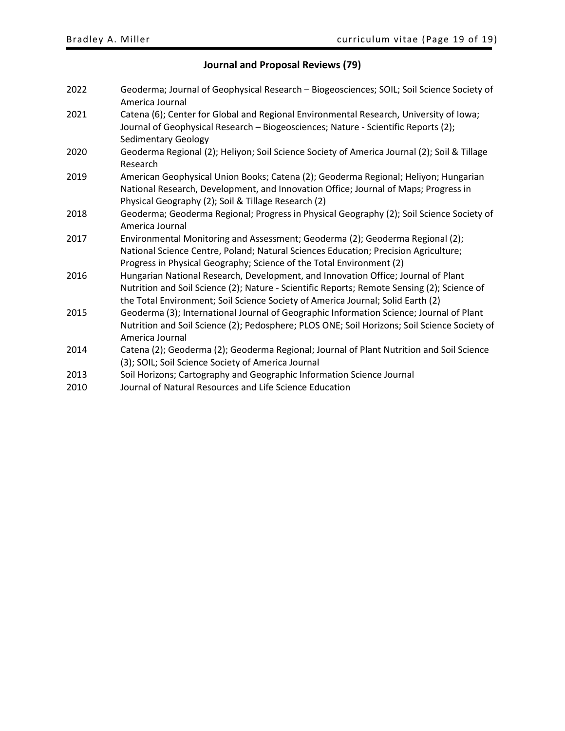## Journal and Proposal Reviews (79)

| | |
|---|---|
| 2022 | Geoderma; Journal of Geophysical Research – Biogeosciences; SOIL; Soil Science Society of America Journal |
| 2021 | Catena (6); Center for Global and Regional Environmental Research, University of Iowa; Journal of Geophysical Research – Biogeosciences; Nature - Scientific Reports (2); Sedimentary Geology |
| 2020 | Geoderma Regional (2); Heliyon; Soil Science Society of America Journal (2); Soil & Tillage Research |
| 2019 | American Geophysical Union Books; Catena (2); Geoderma Regional; Heliyon; Hungarian National Research, Development, and Innovation Office; Journal of Maps; Progress in Physical Geography (2); Soil & Tillage Research (2) |
| 2018 | Geoderma; Geoderma Regional; Progress in Physical Geography (2); Soil Science Society of America Journal |
| 2017 | Environmental Monitoring and Assessment; Geoderma (2); Geoderma Regional (2); National Science Centre, Poland; Natural Sciences Education; Precision Agriculture; Progress in Physical Geography; Science of the Total Environment (2) |
| 2016 | Hungarian National Research, Development, and Innovation Office; Journal of Plant Nutrition and Soil Science (2); Nature - Scientific Reports; Remote Sensing (2); Science of the Total Environment; Soil Science Society of America Journal; Solid Earth (2) |
| 2015 | Geoderma (3); International Journal of Geographic Information Science; Journal of Plant Nutrition and Soil Science (2); Pedosphere; PLOS ONE; Soil Horizons; Soil Science Society of America Journal |
| 2014 | Catena (2); Geoderma (2); Geoderma Regional; Journal of Plant Nutrition and Soil Science (3); SOIL; Soil Science Society of America Journal |
| 2013 | Soil Horizons; Cartography and Geographic Information Science Journal |
| 2010 | Journal of Natural Resources and Life Science Education |